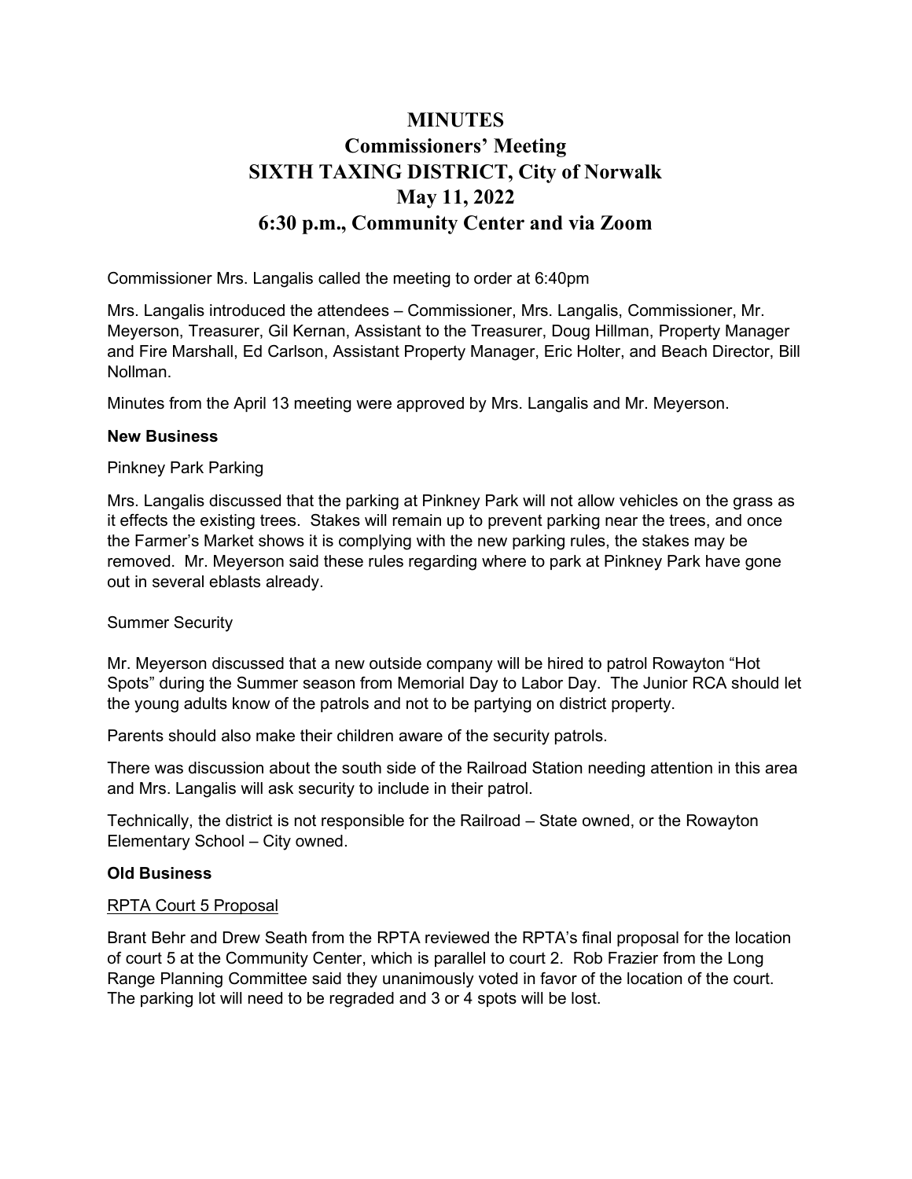# MINUTES
## Commissioners' Meeting
## SIXTH TAXING DISTRICT, City of Norwalk
## May 11, 2022
## 6:30 p.m., Community Center and via Zoom

Commissioner Mrs. Langalis called the meeting to order at 6:40pm

Mrs. Langalis introduced the attendees – Commissioner, Mrs. Langalis, Commissioner, Mr. Meyerson, Treasurer, Gil Kernan, Assistant to the Treasurer, Doug Hillman, Property Manager and Fire Marshall, Ed Carlson, Assistant Property Manager, Eric Holter, and Beach Director, Bill Nollman.

Minutes from the April 13 meeting were approved by Mrs. Langalis and Mr. Meyerson.

**New Business**

Pinkney Park Parking

Mrs. Langalis discussed that the parking at Pinkney Park will not allow vehicles on the grass as it effects the existing trees. Stakes will remain up to prevent parking near the trees, and once the Farmer's Market shows it is complying with the new parking rules, the stakes may be removed. Mr. Meyerson said these rules regarding where to park at Pinkney Park have gone out in several eblasts already.

Summer Security

Mr. Meyerson discussed that a new outside company will be hired to patrol Rowayton "Hot Spots" during the Summer season from Memorial Day to Labor Day. The Junior RCA should let the young adults know of the patrols and not to be partying on district property.

Parents should also make their children aware of the security patrols.

There was discussion about the south side of the Railroad Station needing attention in this area and Mrs. Langalis will ask security to include in their patrol.

Technically, the district is not responsible for the Railroad – State owned, or the Rowayton Elementary School – City owned.

**Old Business**

<u>RPTA Court 5 Proposal</u>

Brant Behr and Drew Seath from the RPTA reviewed the RPTA's final proposal for the location of court 5 at the Community Center, which is parallel to court 2. Rob Frazier from the Long Range Planning Committee said they unanimously voted in favor of the location of the court. The parking lot will need to be regraded and 3 or 4 spots will be lost.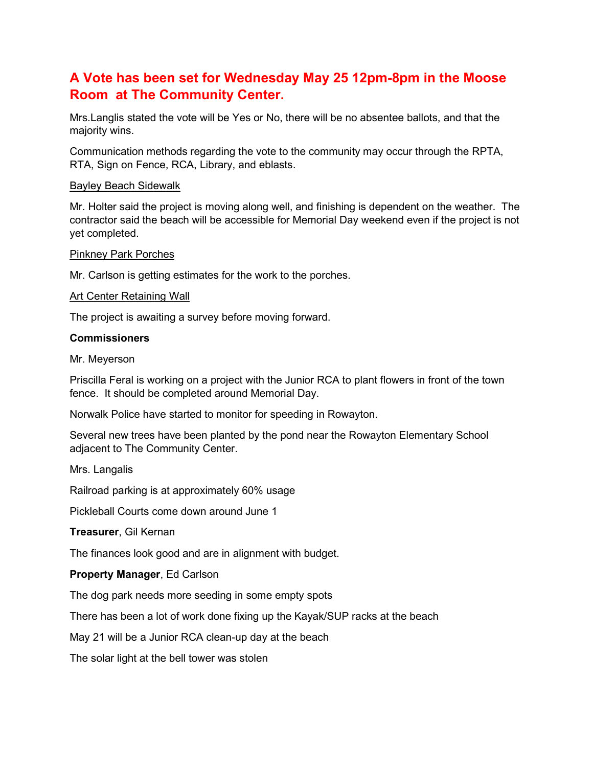## A Vote has been set for Wednesday May 25 12pm-8pm in the Moose Room at The Community Center.

Mrs.Langlis stated the vote will be Yes or No, there will be no absentee ballots, and that the majority wins.

Communication methods regarding the vote to the community may occur through the RPTA, RTA, Sign on Fence, RCA, Library, and eblasts.

<u>Bayley Beach Sidewalk</u>

Mr. Holter said the project is moving along well, and finishing is dependent on the weather. The contractor said the beach will be accessible for Memorial Day weekend even if the project is not yet completed.

<u>Pinkney Park Porches</u>

Mr. Carlson is getting estimates for the work to the porches.

<u>Art Center Retaining Wall</u>

The project is awaiting a survey before moving forward.

**Commissioners**

Mr. Meyerson

Priscilla Feral is working on a project with the Junior RCA to plant flowers in front of the town fence. It should be completed around Memorial Day.

Norwalk Police have started to monitor for speeding in Rowayton.

Several new trees have been planted by the pond near the Rowayton Elementary School adjacent to The Community Center.

Mrs. Langalis

Railroad parking is at approximately 60% usage

Pickleball Courts come down around June 1

**Treasurer**, Gil Kernan

The finances look good and are in alignment with budget.

**Property Manager**, Ed Carlson

The dog park needs more seeding in some empty spots

There has been a lot of work done fixing up the Kayak/SUP racks at the beach

May 21 will be a Junior RCA clean-up day at the beach

The solar light at the bell tower was stolen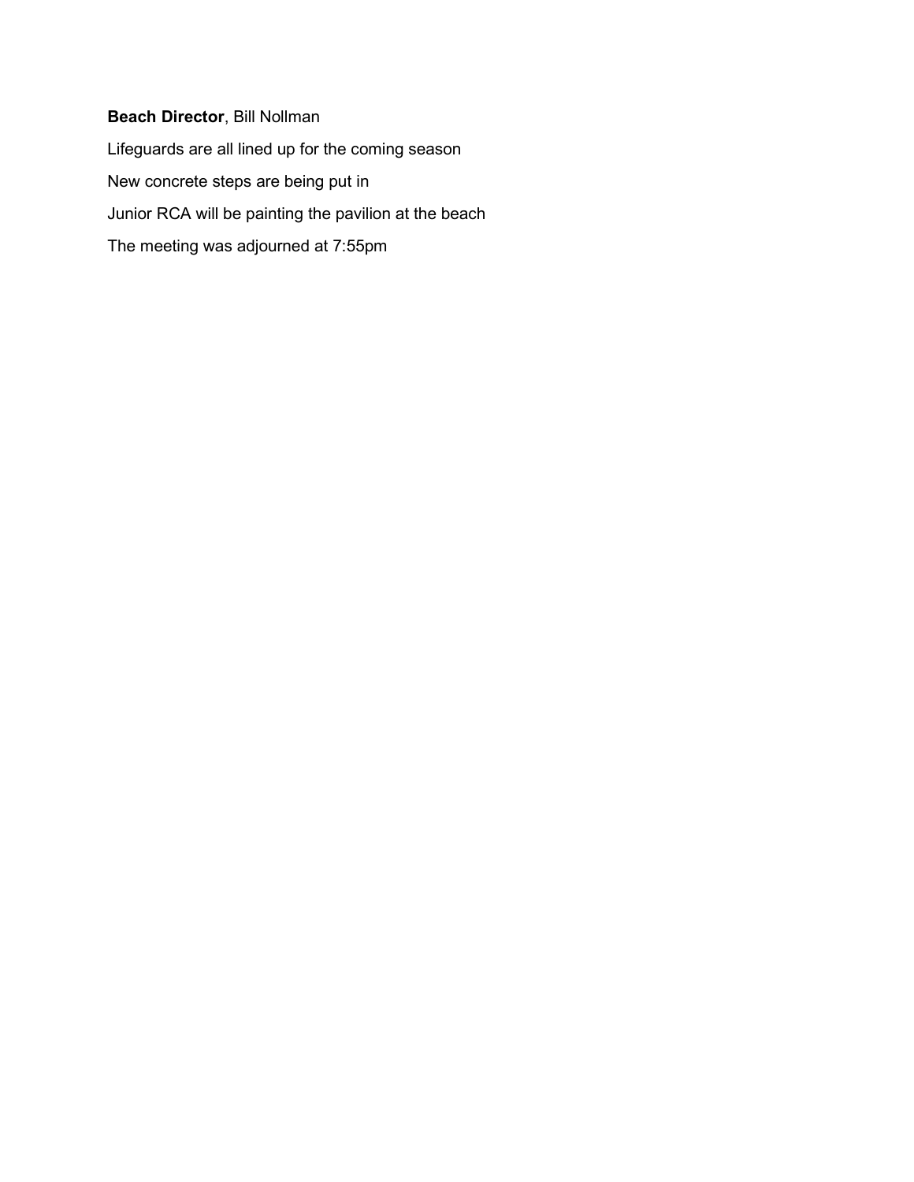**Beach Director**, Bill Nollman

Lifeguards are all lined up for the coming season

New concrete steps are being put in

Junior RCA will be painting the pavilion at the beach

The meeting was adjourned at 7:55pm